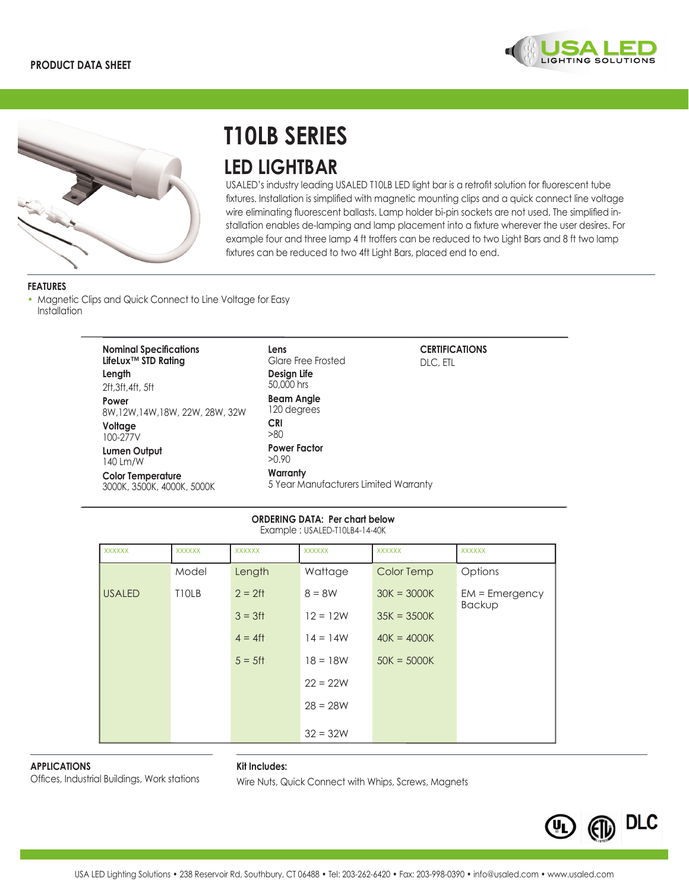PRODUCT DATA SHEET

# T10LB SERIES

## LED LIGHTBAR

USALED's industry leading USALED T10LB LED light bar is a retrofit solution for fluorescent tube fixtures. Installation is simplified with magnetic mounting clips and a quick connect line voltage wire eliminating fluorescent ballasts. Lamp holder bi-pin sockets are not used. The simplified installation enables de-lamping and lamp placement into a fixture wherever the user desires. For example four and three lamp 4 ft troffers can be reduced to two Light Bars and 8 ft two lamp fixtures can be reduced to two 4ft Light Bars, placed end to end.

### FEATURES

- Magnetic Clips and Quick Connect to Line Voltage for Easy Installation

**Nominal Specifications**
**LifeLux™ STD Rating**

**Length**
2ft,3ft,4ft, 5ft

**Power**
8W,12W,14W,18W, 22W, 28W, 32W

**Voltage**
100-277V

**Lumen Output**
140 Lm/W

**Color Temperature**
3000K, 3500K, 4000K, 5000K

**Lens**
Glare Free Frosted

**Design Life**
50,000 hrs

**Beam Angle**
120 degrees

**CRI**
>80

**Power Factor**
>0.90

**Warranty**
5 Year Manufacturers Limited Warranty

**CERTIFICATIONS**
DLC, ETL

**ORDERING DATA: Per chart below**
Example : USALED-T10LB4-14-40K

| XXXXXX | XXXXXX | XXXXXX | XXXXXX | XXXXXX | XXXXXX |
|---|---|---|---|---|---|
| | Model | Length | Wattage | Color Temp | Options |
| USALED | T10LB | 2 = 2ft | 8 = 8W | 30K = 3000K | EM = Emergency Backup |
| | | 3 = 3ft | 12 = 12W | 35K = 3500K | |
| | | 4 = 4ft | 14 = 14W | 40K = 4000K | |
| | | 5 = 5ft | 18 = 18W | 50K = 5000K | |
| | | | 22 = 22W | | |
| | | | 28 = 28W | | |
| | | | 32 = 32W | | |

**APPLICATIONS**
Offices, Industrial Buildings, Work stations

**Kit Includes:**
Wire Nuts, Quick Connect with Whips, Screws, Magnets

USA LED Lighting Solutions • 238 Reservoir Rd, Southbury, CT 06488 • Tel: 203-262-6420 • Fax: 203-998-0390 • info@usaled.com • www.usaled.com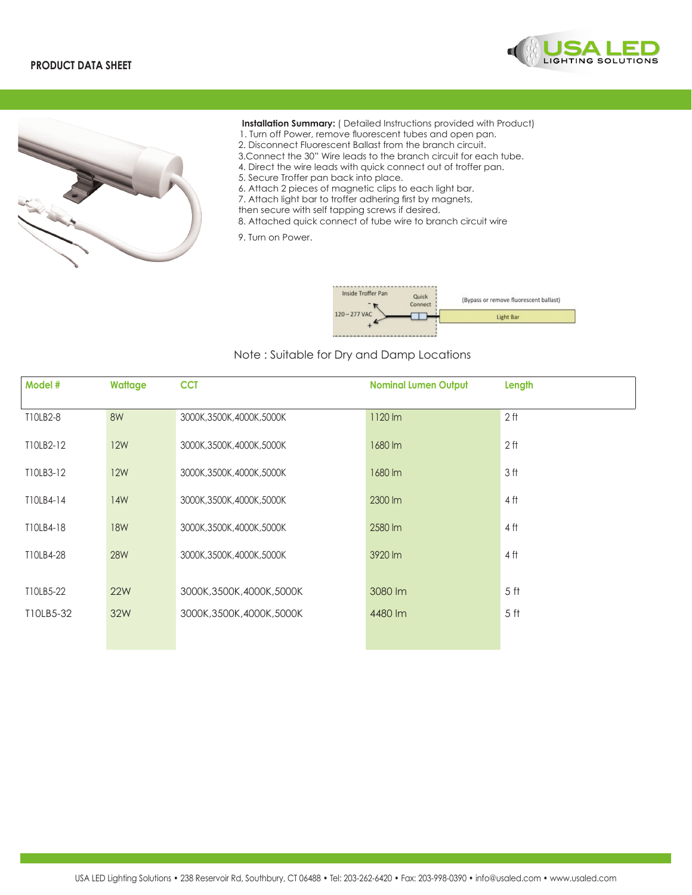PRODUCT DATA SHEET

**Installation Summary:** ( Detailed Instructions provided with Product)

1. Turn off Power, remove fluorescent tubes and open pan.
2. Disconnect Fluorescent Ballast from the branch circuit.
3. Connect the 30" Wire leads to the branch circuit for each tube.
4. Direct the wire leads with quick connect out of troffer pan.
5. Secure Troffer pan back into place.
6. Attach 2 pieces of magnetic clips to each light bar.
7. Attach light bar to troffer adhering first by magnets, then secure with self tapping screws if desired.
8. Attached quick connect of tube wire to branch circuit wire
9. Turn on Power.

Inside Troffer Pan
Quick Connect
(Bypass or remove fluorescent ballast)
120 – 277 VAC
-
+
Light Bar

Note : Suitable for Dry and Damp Locations

| Model # | Wattage | CCT | Nominal Lumen Output | Length |
|---|---|---|---|---|
| T10LB2-8 | 8W | 3000K,3500K,4000K,5000K | 1120 lm | 2 ft |
| T10LB2-12 | 12W | 3000K,3500K,4000K,5000K | 1680 lm | 2 ft |
| T10LB3-12 | 12W | 3000K,3500K,4000K,5000K | 1680 lm | 3 ft |
| T10LB4-14 | 14W | 3000K,3500K,4000K,5000K | 2300 lm | 4 ft |
| T10LB4-18 | 18W | 3000K,3500K,4000K,5000K | 2580 lm | 4 ft |
| T10LB4-28 | 28W | 3000K,3500K,4000K,5000K | 3920 lm | 4 ft |
| T10LB5-22 | 22W | 3000K,3500K,4000K,5000K | 3080 lm | 5 ft |
| T10LB5-32 | 32W | 3000K,3500K,4000K,5000K | 4480 lm | 5 ft |

USA LED Lighting Solutions • 238 Reservoir Rd, Southbury, CT 06488 • Tel: 203-262-6420 • Fax: 203-998-0390 • info@usaled.com • www.usaled.com